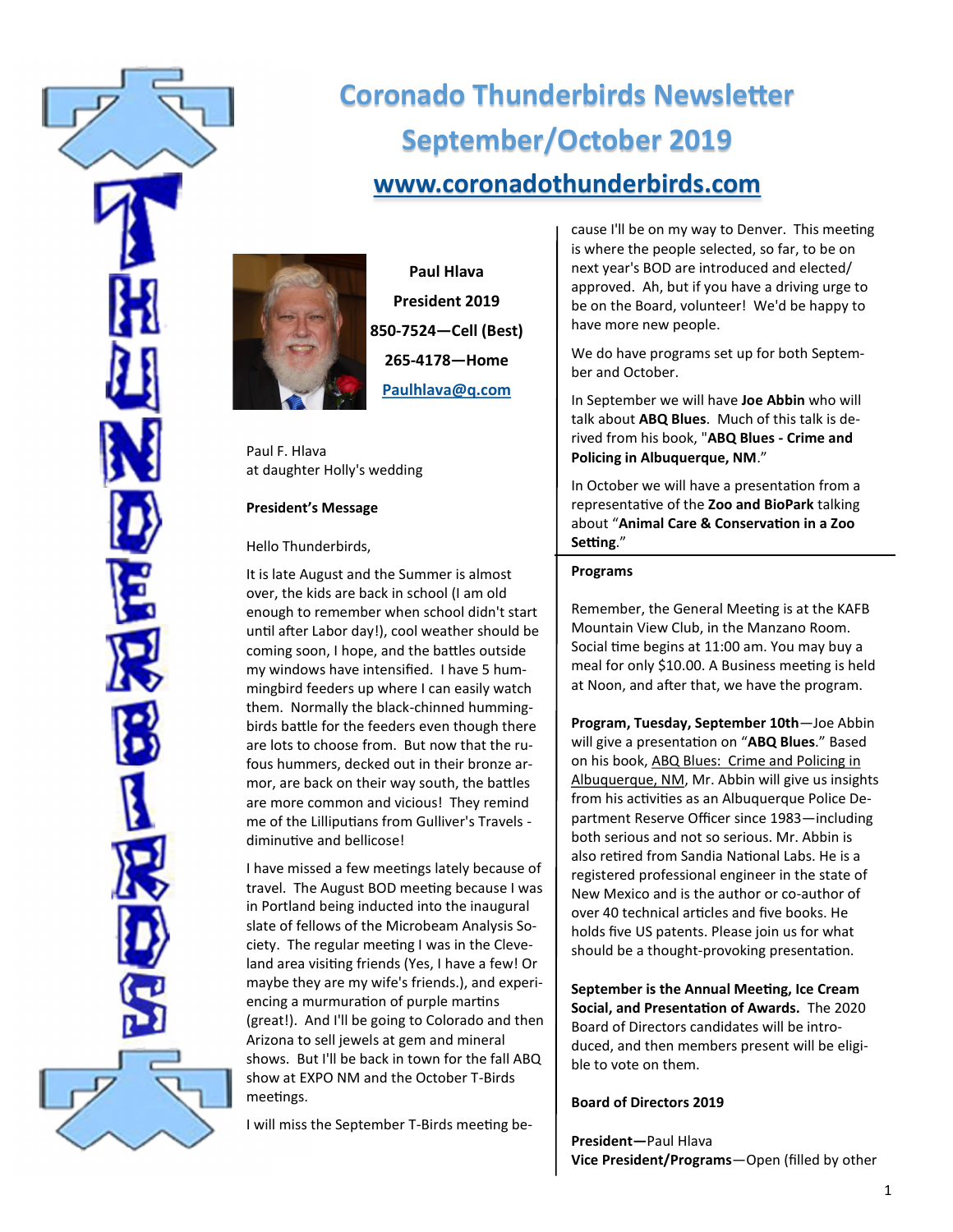# Coronado Thunderbirds Newsletter

## September/October 2019

## www.coronadothunderbirds.com

**Paul Hlava**
**President 2019**
**850-7524—Cell (Best)**
**265-4178—Home**
**Paulhlava@q.com**

Paul F. Hlava
at daughter Holly's wedding

**President's Message**

Hello Thunderbirds,

It is late August and the Summer is almost over, the kids are back in school (I am old enough to remember when school didn't start until after Labor day!), cool weather should be coming soon, I hope, and the battles outside my windows have intensified. I have 5 hummingbird feeders up where I can easily watch them. Normally the black-chinned hummingbirds battle for the feeders even though there are lots to choose from. But now that the rufous hummers, decked out in their bronze armor, are back on their way south, the battles are more common and vicious! They remind me of the Lilliputians from Gulliver's Travels - diminutive and bellicose!

I have missed a few meetings lately because of travel. The August BOD meeting because I was in Portland being inducted into the inaugural slate of fellows of the Microbeam Analysis Society. The regular meeting I was in the Cleveland area visiting friends (Yes, I have a few! Or maybe they are my wife's friends.), and experiencing a murmuration of purple martins (great!). And I'll be going to Colorado and then Arizona to sell jewels at gem and mineral shows. But I'll be back in town for the fall ABQ show at EXPO NM and the October T-Birds meetings.

I will miss the September T-Birds meeting because I'll be on my way to Denver. This meeting is where the people selected, so far, to be on next year's BOD are introduced and elected/approved. Ah, but if you have a driving urge to be on the Board, volunteer! We'd be happy to have more new people.

We do have programs set up for both September and October.

In September we will have **Joe Abbin** who will talk about **ABQ Blues**. Much of this talk is derived from his book, "**ABQ Blues - Crime and Policing in Albuquerque, NM**."

In October we will have a presentation from a representative of the **Zoo and BioPark** talking about "**Animal Care & Conservation in a Zoo Setting**."

**Programs**

Remember, the General Meeting is at the KAFB Mountain View Club, in the Manzano Room. Social time begins at 11:00 am. You may buy a meal for only $10.00. A Business meeting is held at Noon, and after that, we have the program.

**Program, Tuesday, September 10th**—Joe Abbin will give a presentation on "**ABQ Blues**." Based on his book, ABQ Blues: Crime and Policing in Albuquerque, NM, Mr. Abbin will give us insights from his activities as an Albuquerque Police Department Reserve Officer since 1983—including both serious and not so serious. Mr. Abbin is also retired from Sandia National Labs. He is a registered professional engineer in the state of New Mexico and is the author or co-author of over 40 technical articles and five books. He holds five US patents. Please join us for what should be a thought-provoking presentation.

**September is the Annual Meeting, Ice Cream Social, and Presentation of Awards.** The 2020 Board of Directors candidates will be introduced, and then members present will be eligible to vote on them.

**Board of Directors 2019**

**President—**Paul Hlava
**Vice President/Programs**—Open (filled by other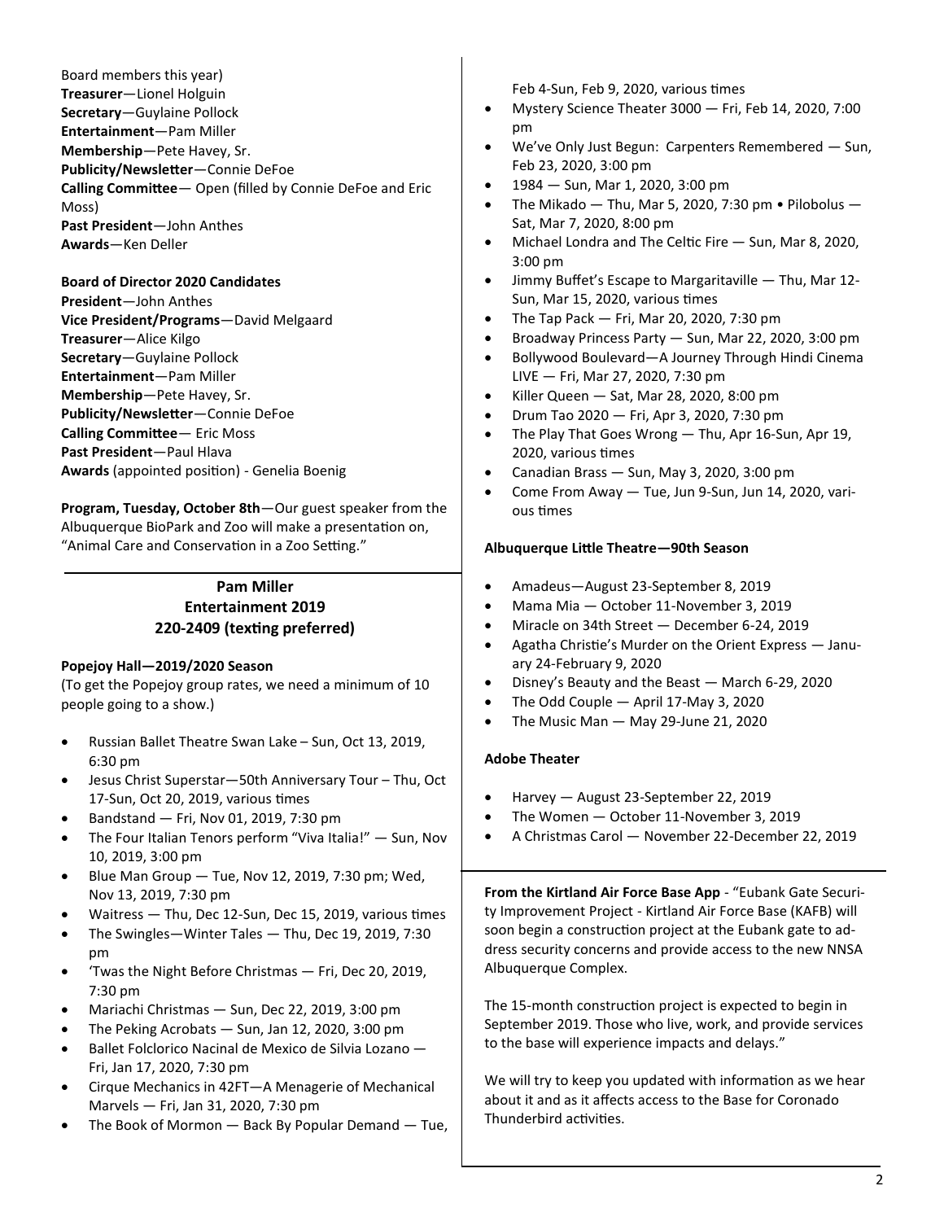Board members this year)
**Treasurer**—Lionel Holguin
**Secretary**—Guylaine Pollock
**Entertainment**—Pam Miller
**Membership**—Pete Havey, Sr.
**Publicity/Newsletter**—Connie DeFoe
**Calling Committee**— Open (filled by Connie DeFoe and Eric Moss)
**Past President**—John Anthes
**Awards**—Ken Deller

**Board of Director 2020 Candidates**
**President**—John Anthes
**Vice President/Programs**—David Melgaard
**Treasurer**—Alice Kilgo
**Secretary**—Guylaine Pollock
**Entertainment**—Pam Miller
**Membership**—Pete Havey, Sr.
**Publicity/Newsletter**—Connie DeFoe
**Calling Committee**— Eric Moss
**Past President**—Paul Hlava
**Awards** (appointed position) - Genelia Boenig

**Program, Tuesday, October 8th**—Our guest speaker from the Albuquerque BioPark and Zoo will make a presentation on, "Animal Care and Conservation in a Zoo Setting."

## Pam Miller
## Entertainment 2019
## 220-2409 (texting preferred)

**Popejoy Hall—2019/2020 Season**
(To get the Popejoy group rates, we need a minimum of 10 people going to a show.)

- Russian Ballet Theatre Swan Lake – Sun, Oct 13, 2019, 6:30 pm
- Jesus Christ Superstar—50th Anniversary Tour – Thu, Oct 17-Sun, Oct 20, 2019, various times
- Bandstand — Fri, Nov 01, 2019, 7:30 pm
- The Four Italian Tenors perform "Viva Italia!" — Sun, Nov 10, 2019, 3:00 pm
- Blue Man Group — Tue, Nov 12, 2019, 7:30 pm; Wed, Nov 13, 2019, 7:30 pm
- Waitress — Thu, Dec 12-Sun, Dec 15, 2019, various times
- The Swingles—Winter Tales — Thu, Dec 19, 2019, 7:30 pm
- 'Twas the Night Before Christmas — Fri, Dec 20, 2019, 7:30 pm
- Mariachi Christmas — Sun, Dec 22, 2019, 3:00 pm
- The Peking Acrobats — Sun, Jan 12, 2020, 3:00 pm
- Ballet Folclorico Nacinal de Mexico de Silvia Lozano — Fri, Jan 17, 2020, 7:30 pm
- Cirque Mechanics in 42FT—A Menagerie of Mechanical Marvels — Fri, Jan 31, 2020, 7:30 pm
- The Book of Mormon — Back By Popular Demand — Tue, Feb 4-Sun, Feb 9, 2020, various times
- Mystery Science Theater 3000 — Fri, Feb 14, 2020, 7:00 pm
- We've Only Just Begun: Carpenters Remembered — Sun, Feb 23, 2020, 3:00 pm
- 1984 — Sun, Mar 1, 2020, 3:00 pm
- The Mikado — Thu, Mar 5, 2020, 7:30 pm • Pilobolus — Sat, Mar 7, 2020, 8:00 pm
- Michael Londra and The Celtic Fire — Sun, Mar 8, 2020, 3:00 pm
- Jimmy Buffet's Escape to Margaritaville — Thu, Mar 12-Sun, Mar 15, 2020, various times
- The Tap Pack — Fri, Mar 20, 2020, 7:30 pm
- Broadway Princess Party — Sun, Mar 22, 2020, 3:00 pm
- Bollywood Boulevard—A Journey Through Hindi Cinema LIVE — Fri, Mar 27, 2020, 7:30 pm
- Killer Queen — Sat, Mar 28, 2020, 8:00 pm
- Drum Tao 2020 — Fri, Apr 3, 2020, 7:30 pm
- The Play That Goes Wrong — Thu, Apr 16-Sun, Apr 19, 2020, various times
- Canadian Brass — Sun, May 3, 2020, 3:00 pm
- Come From Away — Tue, Jun 9-Sun, Jun 14, 2020, various times

**Albuquerque Little Theatre—90th Season**

- Amadeus—August 23-September 8, 2019
- Mama Mia — October 11-November 3, 2019
- Miracle on 34th Street — December 6-24, 2019
- Agatha Christie's Murder on the Orient Express — January 24-February 9, 2020
- Disney's Beauty and the Beast — March 6-29, 2020
- The Odd Couple — April 17-May 3, 2020
- The Music Man — May 29-June 21, 2020

**Adobe Theater**

- Harvey — August 23-September 22, 2019
- The Women — October 11-November 3, 2019
- A Christmas Carol — November 22-December 22, 2019

**From the Kirtland Air Force Base App** - "Eubank Gate Security Improvement Project - Kirtland Air Force Base (KAFB) will soon begin a construction project at the Eubank gate to address security concerns and provide access to the new NNSA Albuquerque Complex.

The 15-month construction project is expected to begin in September 2019. Those who live, work, and provide services to the base will experience impacts and delays."

We will try to keep you updated with information as we hear about it and as it affects access to the Base for Coronado Thunderbird activities.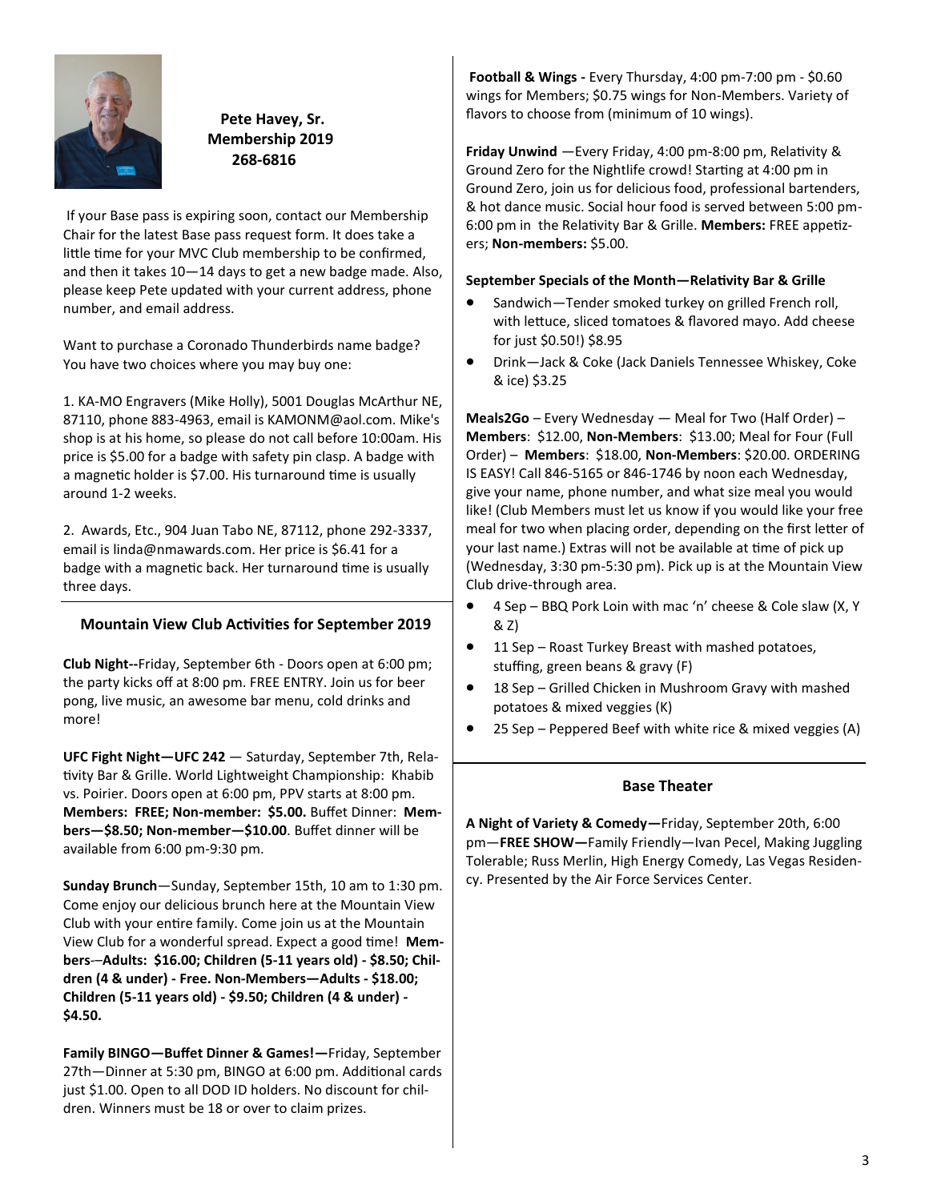**Pete Havey, Sr.**
**Membership 2019**
**268-6816**

If your Base pass is expiring soon, contact our Membership Chair for the latest Base pass request form. It does take a little time for your MVC Club membership to be confirmed, and then it takes 10—14 days to get a new badge made. Also, please keep Pete updated with your current address, phone number, and email address.

Want to purchase a Coronado Thunderbirds name badge? You have two choices where you may buy one:

1. KA-MO Engravers (Mike Holly), 5001 Douglas McArthur NE, 87110, phone 883-4963, email is KAMONM@aol.com. Mike's shop is at his home, so please do not call before 10:00am. His price is $5.00 for a badge with safety pin clasp. A badge with a magnetic holder is $7.00. His turnaround time is usually around 1-2 weeks.

2. Awards, Etc., 904 Juan Tabo NE, 87112, phone 292-3337, email is linda@nmawards.com. Her price is $6.41 for a badge with a magnetic back. Her turnaround time is usually three days.

## Mountain View Club Activities for September 2019

**Club Night--**Friday, September 6th - Doors open at 6:00 pm; the party kicks off at 8:00 pm. FREE ENTRY. Join us for beer pong, live music, an awesome bar menu, cold drinks and more!

**UFC Fight Night—UFC 242** — Saturday, September 7th, Relativity Bar & Grille. World Lightweight Championship: Khabib vs. Poirier. Doors open at 6:00 pm, PPV starts at 8:00 pm. **Members: FREE; Non-member: $5.00.** Buffet Dinner: **Members—$8.50; Non-member—$10.00**. Buffet dinner will be available from 6:00 pm-9:30 pm.

**Sunday Brunch**—Sunday, September 15th, 10 am to 1:30 pm. Come enjoy our delicious brunch here at the Mountain View Club with your entire family. Come join us at the Mountain View Club for a wonderful spread. Expect a good time! **Members-—Adults: $16.00; Children (5-11 years old) - $8.50; Children (4 & under) - Free. Non-Members—Adults - $18.00; Children (5-11 years old) - $9.50; Children (4 & under) - $4.50.**

**Family BINGO—Buffet Dinner & Games!—**Friday, September 27th—Dinner at 5:30 pm, BINGO at 6:00 pm. Additional cards just $1.00. Open to all DOD ID holders. No discount for children. Winners must be 18 or over to claim prizes.

**Football & Wings -** Every Thursday, 4:00 pm-7:00 pm - $0.60 wings for Members; $0.75 wings for Non-Members. Variety of flavors to choose from (minimum of 10 wings).

**Friday Unwind** —Every Friday, 4:00 pm-8:00 pm, Relativity & Ground Zero for the Nightlife crowd! Starting at 4:00 pm in Ground Zero, join us for delicious food, professional bartenders, & hot dance music. Social hour food is served between 5:00 pm-6:00 pm in the Relativity Bar & Grille. **Members:** FREE appetizers; **Non-members:** $5.00.

**September Specials of the Month—Relativity Bar & Grille**

- Sandwich—Tender smoked turkey on grilled French roll, with lettuce, sliced tomatoes & flavored mayo. Add cheese for just $0.50!) $8.95
- Drink—Jack & Coke (Jack Daniels Tennessee Whiskey, Coke & ice) $3.25

**Meals2Go** – Every Wednesday — Meal for Two (Half Order) – **Members**: $12.00, **Non-Members**: $13.00; Meal for Four (Full Order) – **Members**: $18.00, **Non-Members**: $20.00. ORDERING IS EASY! Call 846-5165 or 846-1746 by noon each Wednesday, give your name, phone number, and what size meal you would like! (Club Members must let us know if you would like your free meal for two when placing order, depending on the first letter of your last name.) Extras will not be available at time of pick up (Wednesday, 3:30 pm-5:30 pm). Pick up is at the Mountain View Club drive-through area.

- 4 Sep – BBQ Pork Loin with mac 'n' cheese & Cole slaw (X, Y & Z)
- 11 Sep – Roast Turkey Breast with mashed potatoes, stuffing, green beans & gravy (F)
- 18 Sep – Grilled Chicken in Mushroom Gravy with mashed potatoes & mixed veggies (K)
- 25 Sep – Peppered Beef with white rice & mixed veggies (A)

## Base Theater

**A Night of Variety & Comedy—**Friday, September 20th, 6:00 pm—**FREE SHOW—**Family Friendly—Ivan Pecel, Making Juggling Tolerable; Russ Merlin, High Energy Comedy, Las Vegas Residency. Presented by the Air Force Services Center.